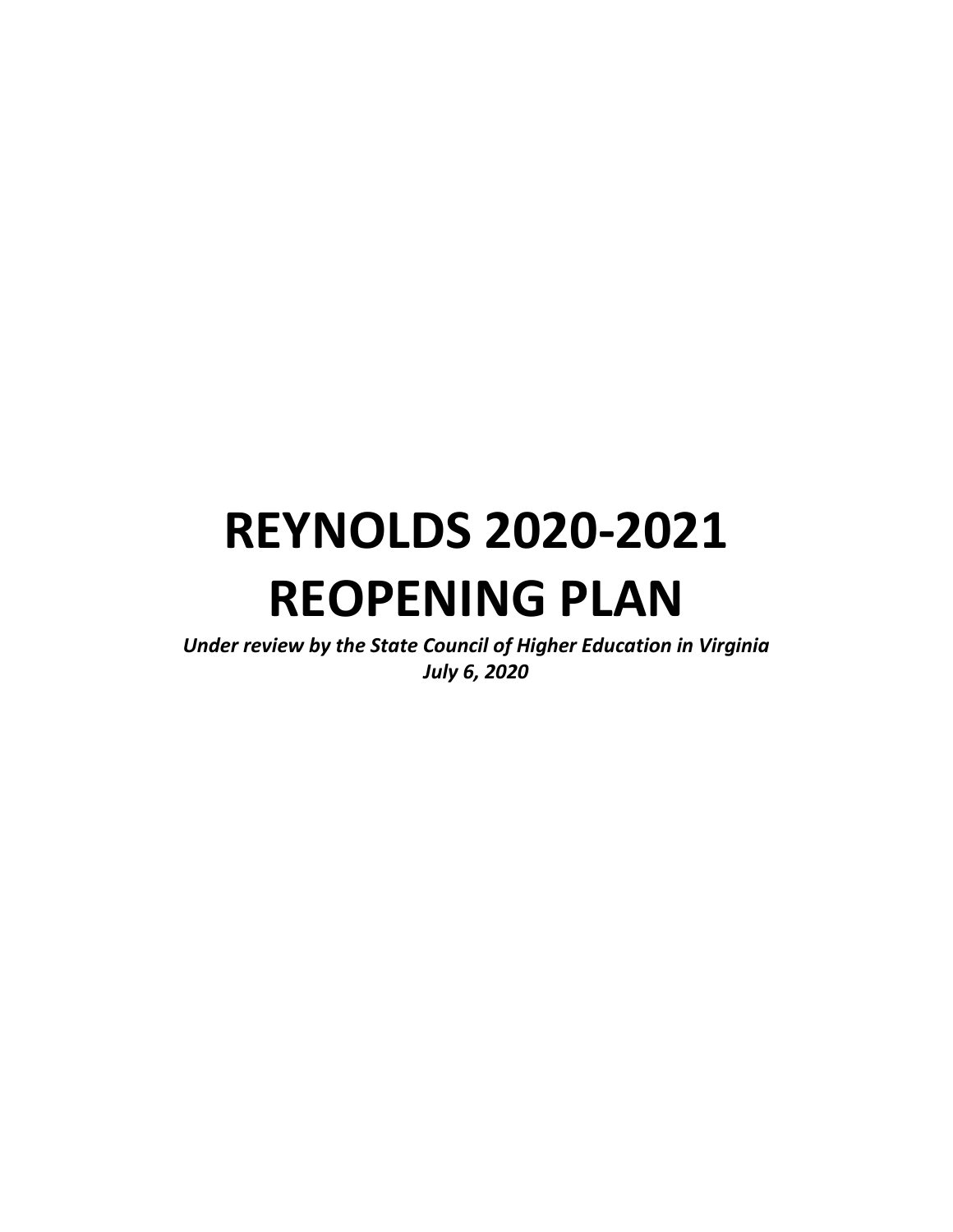# REYNOLDS 2020-2021 REOPENING PLAN

***Under review by the State Council of Higher Education in Virginia***

***July 6, 2020***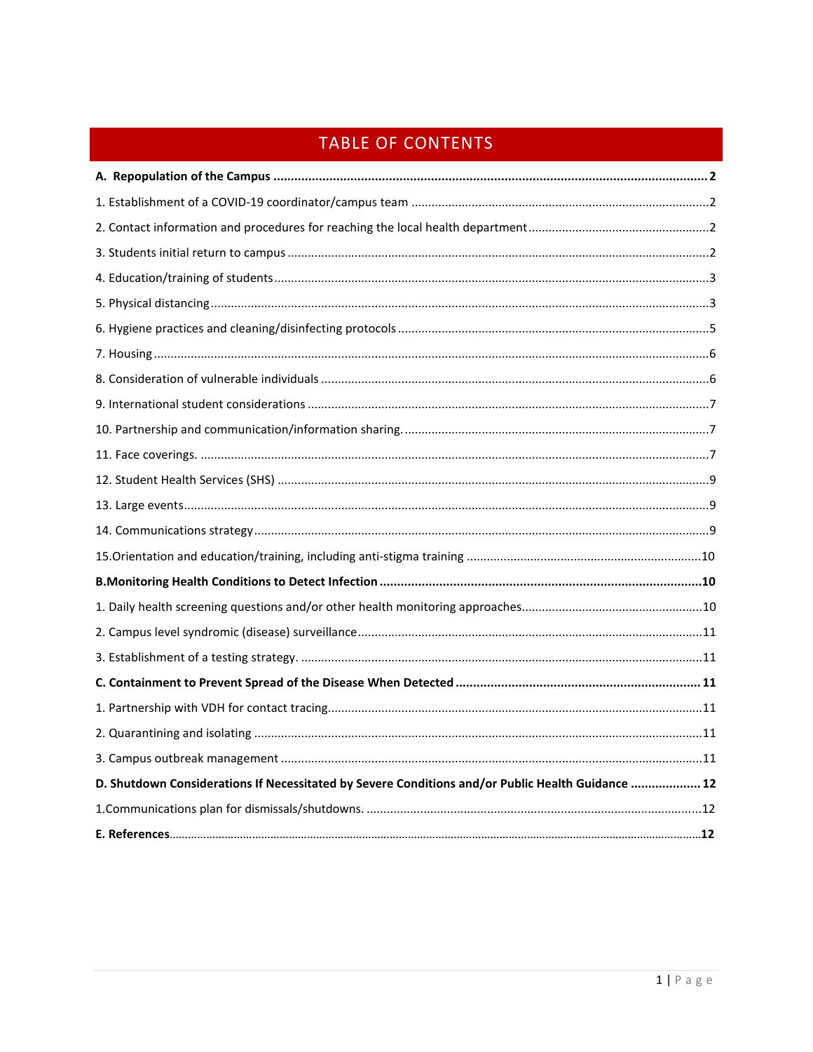# TABLE OF CONTENTS

**A. Repopulation of the Campus** .......... **2**

1. Establishment of a COVID-19 coordinator/campus team .......... 2
2. Contact information and procedures for reaching the local health department .......... 2
3. Students initial return to campus .......... 2
4. Education/training of students .......... 3
5. Physical distancing .......... 3
6. Hygiene practices and cleaning/disinfecting protocols .......... 5
7. Housing .......... 6
8. Consideration of vulnerable individuals .......... 6
9. International student considerations .......... 7
10. Partnership and communication/information sharing. .......... 7
11. Face coverings. .......... 7
12. Student Health Services (SHS) .......... 9
13. Large events .......... 9
14. Communications strategy .......... 9
15. Orientation and education/training, including anti-stigma training .......... 10

**B. Monitoring Health Conditions to Detect Infection** .......... **10**

1. Daily health screening questions and/or other health monitoring approaches .......... 10
2. Campus level syndromic (disease) surveillance .......... 11
3. Establishment of a testing strategy. .......... 11

**C. Containment to Prevent Spread of the Disease When Detected** .......... **11**

1. Partnership with VDH for contact tracing .......... 11
2. Quarantining and isolating .......... 11
3. Campus outbreak management .......... 11

**D. Shutdown Considerations If Necessitated by Severe Conditions and/or Public Health Guidance** .......... **12**

1. Communications plan for dismissals/shutdowns. .......... 12

**E. References** .......... **12**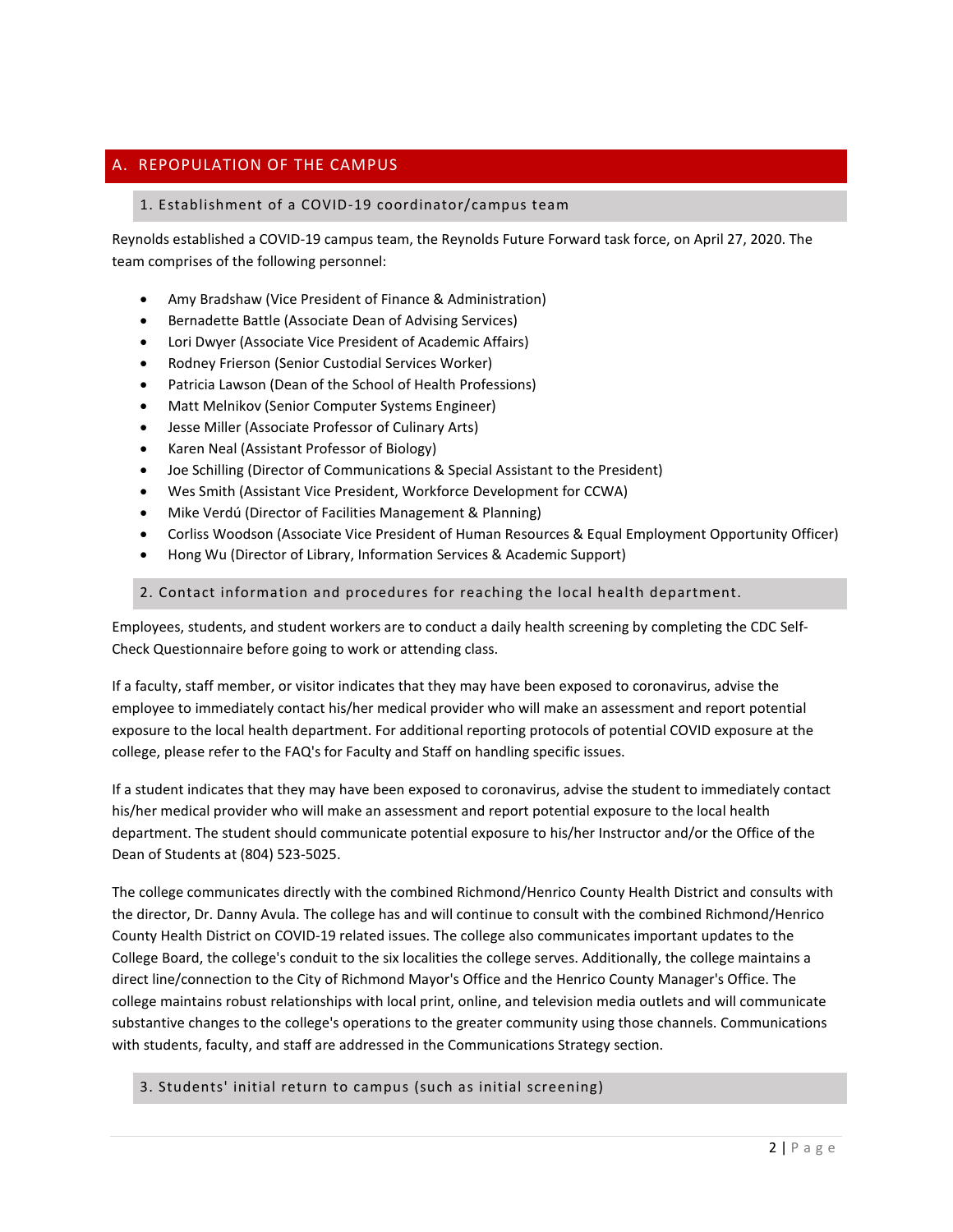## A. REPOPULATION OF THE CAMPUS

### 1. Establishment of a COVID-19 coordinator/campus team

Reynolds established a COVID-19 campus team, the Reynolds Future Forward task force, on April 27, 2020. The team comprises of the following personnel:

- Amy Bradshaw (Vice President of Finance & Administration)
- Bernadette Battle (Associate Dean of Advising Services)
- Lori Dwyer (Associate Vice President of Academic Affairs)
- Rodney Frierson (Senior Custodial Services Worker)
- Patricia Lawson (Dean of the School of Health Professions)
- Matt Melnikov (Senior Computer Systems Engineer)
- Jesse Miller (Associate Professor of Culinary Arts)
- Karen Neal (Assistant Professor of Biology)
- Joe Schilling (Director of Communications & Special Assistant to the President)
- Wes Smith (Assistant Vice President, Workforce Development for CCWA)
- Mike Verdú (Director of Facilities Management & Planning)
- Corliss Woodson (Associate Vice President of Human Resources & Equal Employment Opportunity Officer)
- Hong Wu (Director of Library, Information Services & Academic Support)

### 2. Contact information and procedures for reaching the local health department.

Employees, students, and student workers are to conduct a daily health screening by completing the CDC Self-Check Questionnaire before going to work or attending class.

If a faculty, staff member, or visitor indicates that they may have been exposed to coronavirus, advise the employee to immediately contact his/her medical provider who will make an assessment and report potential exposure to the local health department. For additional reporting protocols of potential COVID exposure at the college, please refer to the FAQ's for Faculty and Staff on handling specific issues.

If a student indicates that they may have been exposed to coronavirus, advise the student to immediately contact his/her medical provider who will make an assessment and report potential exposure to the local health department. The student should communicate potential exposure to his/her Instructor and/or the Office of the Dean of Students at (804) 523-5025.

The college communicates directly with the combined Richmond/Henrico County Health District and consults with the director, Dr. Danny Avula. The college has and will continue to consult with the combined Richmond/Henrico County Health District on COVID-19 related issues. The college also communicates important updates to the College Board, the college's conduit to the six localities the college serves. Additionally, the college maintains a direct line/connection to the City of Richmond Mayor's Office and the Henrico County Manager's Office. The college maintains robust relationships with local print, online, and television media outlets and will communicate substantive changes to the college's operations to the greater community using those channels. Communications with students, faculty, and staff are addressed in the Communications Strategy section.

### 3. Students' initial return to campus (such as initial screening)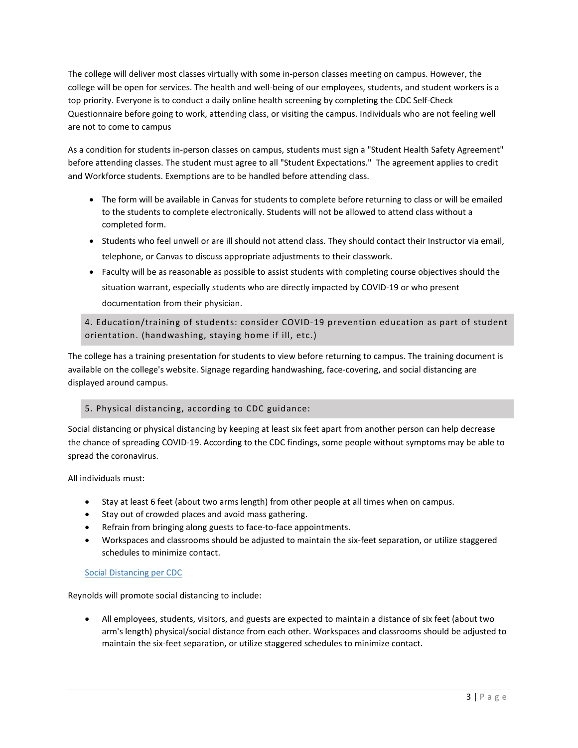The college will deliver most classes virtually with some in-person classes meeting on campus. However, the college will be open for services. The health and well-being of our employees, students, and student workers is a top priority. Everyone is to conduct a daily online health screening by completing the CDC Self-Check Questionnaire before going to work, attending class, or visiting the campus. Individuals who are not feeling well are not to come to campus

As a condition for students in-person classes on campus, students must sign a "Student Health Safety Agreement" before attending classes. The student must agree to all "Student Expectations." The agreement applies to credit and Workforce students. Exemptions are to be handled before attending class.

- The form will be available in Canvas for students to complete before returning to class or will be emailed to the students to complete electronically. Students will not be allowed to attend class without a completed form.
- Students who feel unwell or are ill should not attend class. They should contact their Instructor via email, telephone, or Canvas to discuss appropriate adjustments to their classwork.
- Faculty will be as reasonable as possible to assist students with completing course objectives should the situation warrant, especially students who are directly impacted by COVID-19 or who present documentation from their physician.

### 4. Education/training of students: consider COVID-19 prevention education as part of student orientation. (handwashing, staying home if ill, etc.)

The college has a training presentation for students to view before returning to campus. The training document is available on the college's website. Signage regarding handwashing, face-covering, and social distancing are displayed around campus.

### 5. Physical distancing, according to CDC guidance:

Social distancing or physical distancing by keeping at least six feet apart from another person can help decrease the chance of spreading COVID-19. According to the CDC findings, some people without symptoms may be able to spread the coronavirus.

All individuals must:

- Stay at least 6 feet (about two arms length) from other people at all times when on campus.
- Stay out of crowded places and avoid mass gathering.
- Refrain from bringing along guests to face-to-face appointments.
- Workspaces and classrooms should be adjusted to maintain the six-feet separation, or utilize staggered schedules to minimize contact.

Social Distancing per CDC

Reynolds will promote social distancing to include:

- All employees, students, visitors, and guests are expected to maintain a distance of six feet (about two arm's length) physical/social distance from each other. Workspaces and classrooms should be adjusted to maintain the six-feet separation, or utilize staggered schedules to minimize contact.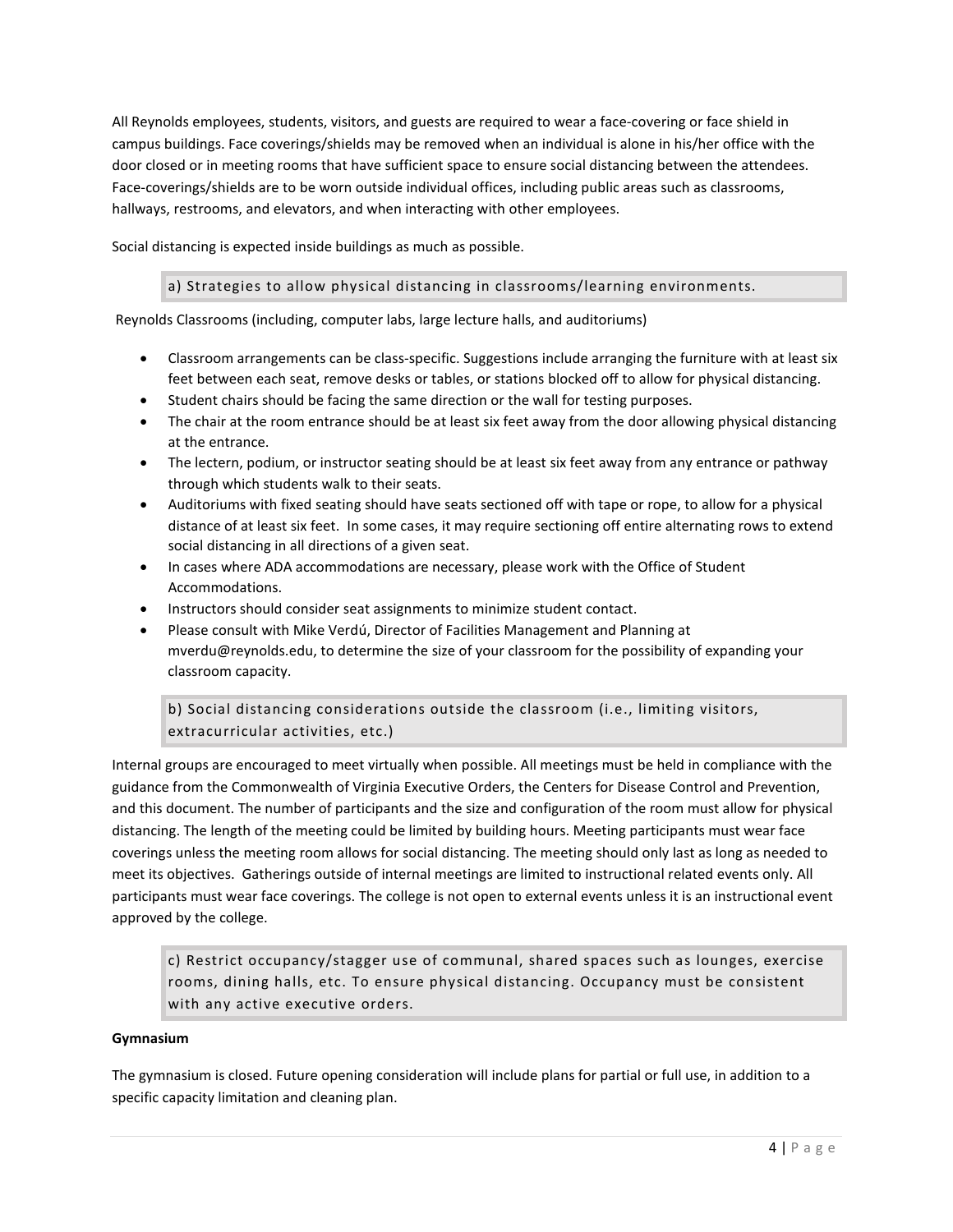All Reynolds employees, students, visitors, and guests are required to wear a face-covering or face shield in campus buildings. Face coverings/shields may be removed when an individual is alone in his/her office with the door closed or in meeting rooms that have sufficient space to ensure social distancing between the attendees. Face-coverings/shields are to be worn outside individual offices, including public areas such as classrooms, hallways, restrooms, and elevators, and when interacting with other employees.

Social distancing is expected inside buildings as much as possible.

### a) Strategies to allow physical distancing in classrooms/learning environments.

Reynolds Classrooms (including, computer labs, large lecture halls, and auditoriums)

- Classroom arrangements can be class-specific. Suggestions include arranging the furniture with at least six feet between each seat, remove desks or tables, or stations blocked off to allow for physical distancing.
- Student chairs should be facing the same direction or the wall for testing purposes.
- The chair at the room entrance should be at least six feet away from the door allowing physical distancing at the entrance.
- The lectern, podium, or instructor seating should be at least six feet away from any entrance or pathway through which students walk to their seats.
- Auditoriums with fixed seating should have seats sectioned off with tape or rope, to allow for a physical distance of at least six feet. In some cases, it may require sectioning off entire alternating rows to extend social distancing in all directions of a given seat.
- In cases where ADA accommodations are necessary, please work with the Office of Student Accommodations.
- Instructors should consider seat assignments to minimize student contact.
- Please consult with Mike Verdú, Director of Facilities Management and Planning at mverdu@reynolds.edu, to determine the size of your classroom for the possibility of expanding your classroom capacity.

### b) Social distancing considerations outside the classroom (i.e., limiting visitors, extracurricular activities, etc.)

Internal groups are encouraged to meet virtually when possible. All meetings must be held in compliance with the guidance from the Commonwealth of Virginia Executive Orders, the Centers for Disease Control and Prevention, and this document. The number of participants and the size and configuration of the room must allow for physical distancing. The length of the meeting could be limited by building hours. Meeting participants must wear face coverings unless the meeting room allows for social distancing. The meeting should only last as long as needed to meet its objectives. Gatherings outside of internal meetings are limited to instructional related events only. All participants must wear face coverings. The college is not open to external events unless it is an instructional event approved by the college.

### c) Restrict occupancy/stagger use of communal, shared spaces such as lounges, exercise rooms, dining halls, etc. To ensure physical distancing. Occupancy must be consistent with any active executive orders.

**Gymnasium**

The gymnasium is closed. Future opening consideration will include plans for partial or full use, in addition to a specific capacity limitation and cleaning plan.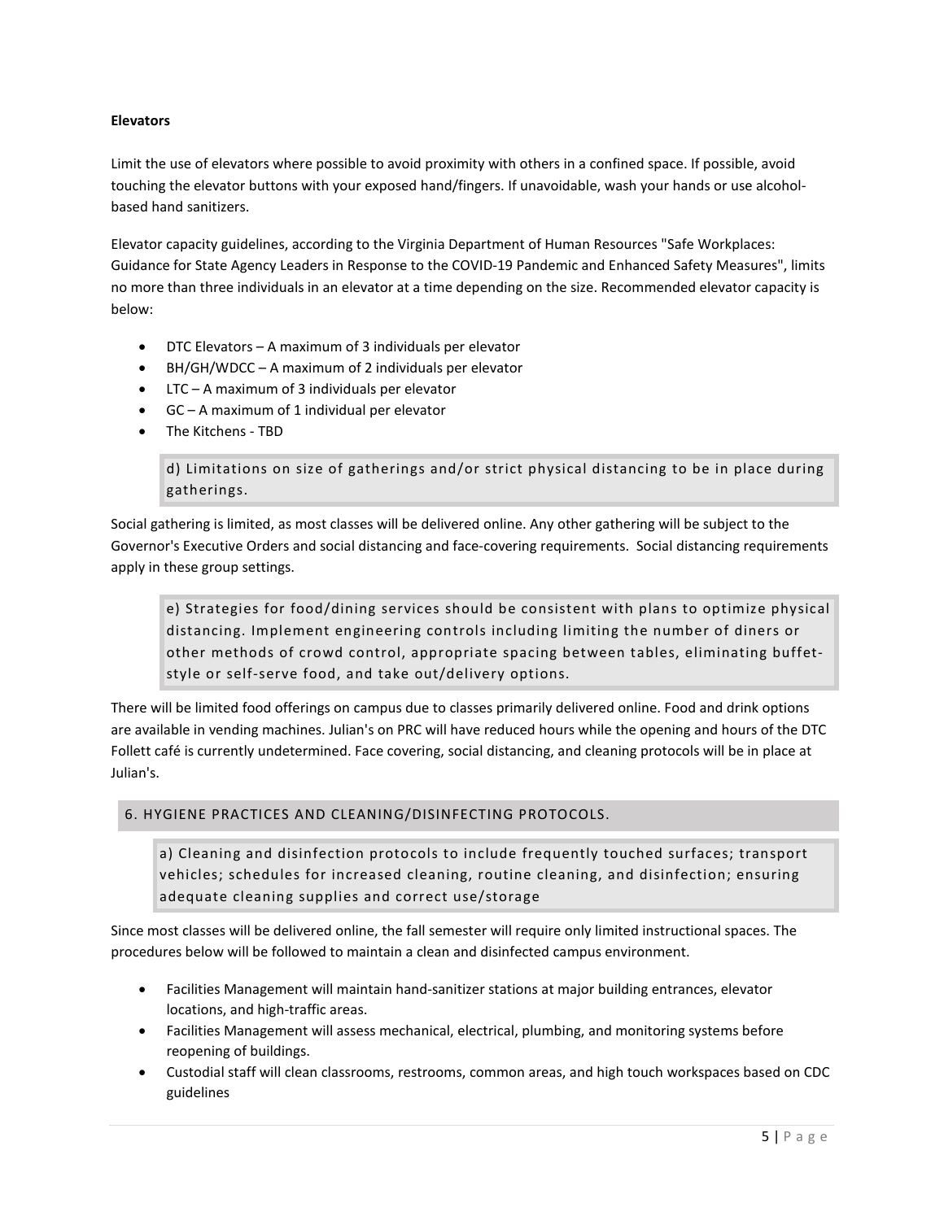**Elevators**

Limit the use of elevators where possible to avoid proximity with others in a confined space. If possible, avoid touching the elevator buttons with your exposed hand/fingers. If unavoidable, wash your hands or use alcohol-based hand sanitizers.

Elevator capacity guidelines, according to the Virginia Department of Human Resources "Safe Workplaces: Guidance for State Agency Leaders in Response to the COVID-19 Pandemic and Enhanced Safety Measures", limits no more than three individuals in an elevator at a time depending on the size. Recommended elevator capacity is below:

- DTC Elevators – A maximum of 3 individuals per elevator
- BH/GH/WDCC – A maximum of 2 individuals per elevator
- LTC – A maximum of 3 individuals per elevator
- GC – A maximum of 1 individual per elevator
- The Kitchens - TBD

> d) Limitations on size of gatherings and/or strict physical distancing to be in place during gatherings.

Social gathering is limited, as most classes will be delivered online. Any other gathering will be subject to the Governor's Executive Orders and social distancing and face-covering requirements. Social distancing requirements apply in these group settings.

> e) Strategies for food/dining services should be consistent with plans to optimize physical distancing. Implement engineering controls including limiting the number of diners or other methods of crowd control, appropriate spacing between tables, eliminating buffet-style or self-serve food, and take out/delivery options.

There will be limited food offerings on campus due to classes primarily delivered online. Food and drink options are available in vending machines. Julian's on PRC will have reduced hours while the opening and hours of the DTC Follett café is currently undetermined. Face covering, social distancing, and cleaning protocols will be in place at Julian's.

## 6. HYGIENE PRACTICES AND CLEANING/DISINFECTING PROTOCOLS.

> a) Cleaning and disinfection protocols to include frequently touched surfaces; transport vehicles; schedules for increased cleaning, routine cleaning, and disinfection; ensuring adequate cleaning supplies and correct use/storage

Since most classes will be delivered online, the fall semester will require only limited instructional spaces. The procedures below will be followed to maintain a clean and disinfected campus environment.

- Facilities Management will maintain hand-sanitizer stations at major building entrances, elevator locations, and high-traffic areas.
- Facilities Management will assess mechanical, electrical, plumbing, and monitoring systems before reopening of buildings.
- Custodial staff will clean classrooms, restrooms, common areas, and high touch workspaces based on CDC guidelines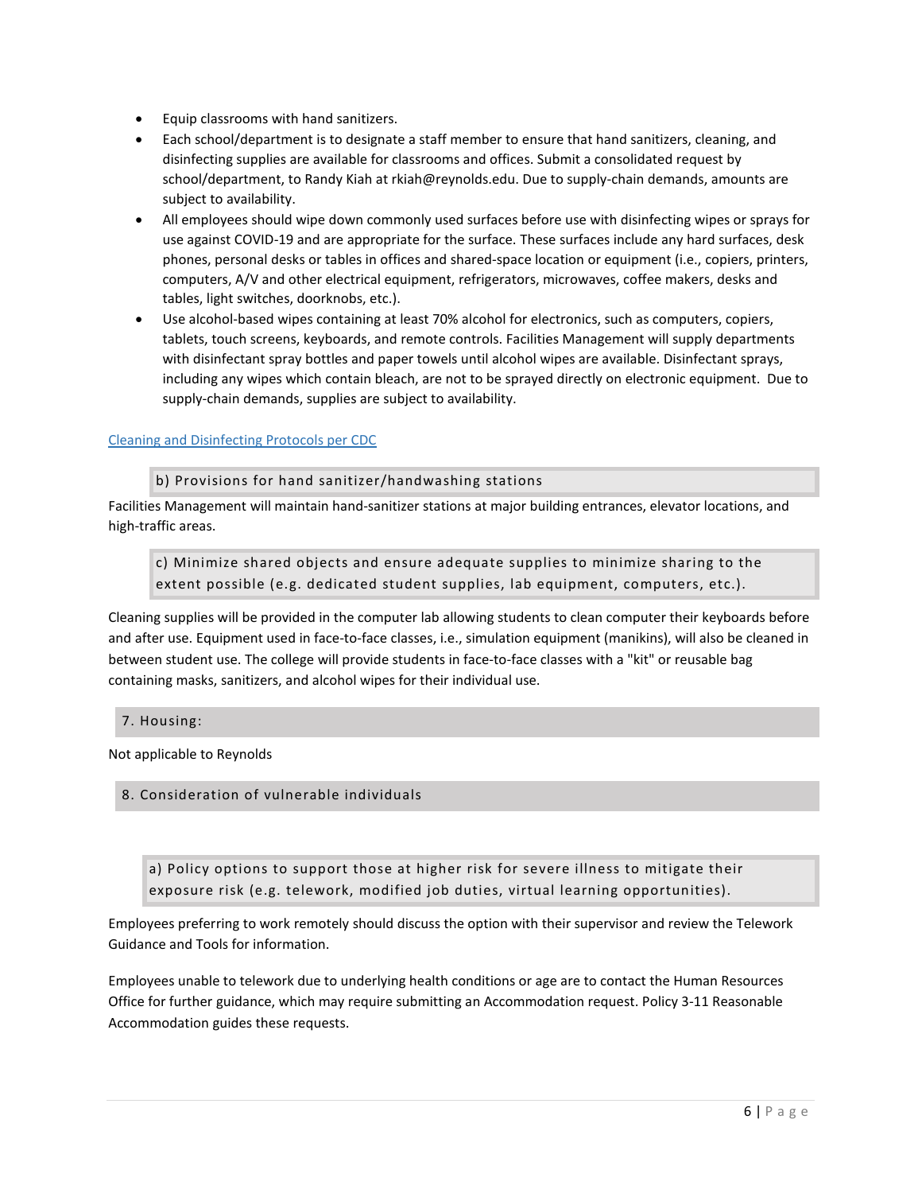- Equip classrooms with hand sanitizers.
- Each school/department is to designate a staff member to ensure that hand sanitizers, cleaning, and disinfecting supplies are available for classrooms and offices. Submit a consolidated request by school/department, to Randy Kiah at rkiah@reynolds.edu. Due to supply-chain demands, amounts are subject to availability.
- All employees should wipe down commonly used surfaces before use with disinfecting wipes or sprays for use against COVID-19 and are appropriate for the surface. These surfaces include any hard surfaces, desk phones, personal desks or tables in offices and shared-space location or equipment (i.e., copiers, printers, computers, A/V and other electrical equipment, refrigerators, microwaves, coffee makers, desks and tables, light switches, doorknobs, etc.).
- Use alcohol-based wipes containing at least 70% alcohol for electronics, such as computers, copiers, tablets, touch screens, keyboards, and remote controls. Facilities Management will supply departments with disinfectant spray bottles and paper towels until alcohol wipes are available. Disinfectant sprays, including any wipes which contain bleach, are not to be sprayed directly on electronic equipment. Due to supply-chain demands, supplies are subject to availability.

Cleaning and Disinfecting Protocols per CDC

#### b) Provisions for hand sanitizer/handwashing stations

Facilities Management will maintain hand-sanitizer stations at major building entrances, elevator locations, and high-traffic areas.

#### c) Minimize shared objects and ensure adequate supplies to minimize sharing to the extent possible (e.g. dedicated student supplies, lab equipment, computers, etc.).

Cleaning supplies will be provided in the computer lab allowing students to clean computer their keyboards before and after use. Equipment used in face-to-face classes, i.e., simulation equipment (manikins), will also be cleaned in between student use. The college will provide students in face-to-face classes with a "kit" or reusable bag containing masks, sanitizers, and alcohol wipes for their individual use.

### 7. Housing:

Not applicable to Reynolds

### 8. Consideration of vulnerable individuals

#### a) Policy options to support those at higher risk for severe illness to mitigate their exposure risk (e.g. telework, modified job duties, virtual learning opportunities).

Employees preferring to work remotely should discuss the option with their supervisor and review the Telework Guidance and Tools for information.

Employees unable to telework due to underlying health conditions or age are to contact the Human Resources Office for further guidance, which may require submitting an Accommodation request. Policy 3-11 Reasonable Accommodation guides these requests.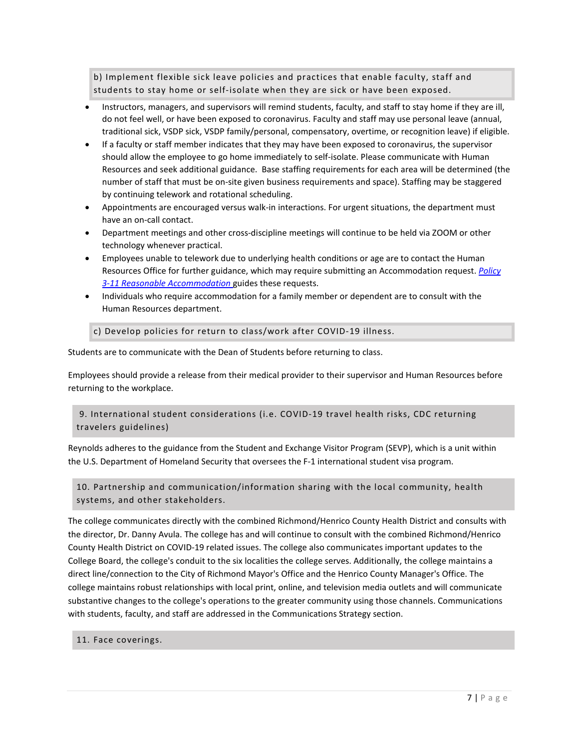### b) Implement flexible sick leave policies and practices that enable faculty, staff and students to stay home or self-isolate when they are sick or have been exposed.

- Instructors, managers, and supervisors will remind students, faculty, and staff to stay home if they are ill, do not feel well, or have been exposed to coronavirus. Faculty and staff may use personal leave (annual, traditional sick, VSDP sick, VSDP family/personal, compensatory, overtime, or recognition leave) if eligible.
- If a faculty or staff member indicates that they may have been exposed to coronavirus, the supervisor should allow the employee to go home immediately to self-isolate. Please communicate with Human Resources and seek additional guidance. Base staffing requirements for each area will be determined (the number of staff that must be on-site given business requirements and space). Staffing may be staggered by continuing telework and rotational scheduling.
- Appointments are encouraged versus walk-in interactions. For urgent situations, the department must have an on-call contact.
- Department meetings and other cross-discipline meetings will continue to be held via ZOOM or other technology whenever practical.
- Employees unable to telework due to underlying health conditions or age are to contact the Human Resources Office for further guidance, which may require submitting an Accommodation request. *Policy 3-11 Reasonable Accommodation* guides these requests.
- Individuals who require accommodation for a family member or dependent are to consult with the Human Resources department.

### c) Develop policies for return to class/work after COVID-19 illness.

Students are to communicate with the Dean of Students before returning to class.

Employees should provide a release from their medical provider to their supervisor and Human Resources before returning to the workplace.

## 9. International student considerations (i.e. COVID-19 travel health risks, CDC returning travelers guidelines)

Reynolds adheres to the guidance from the Student and Exchange Visitor Program (SEVP), which is a unit within the U.S. Department of Homeland Security that oversees the F-1 international student visa program.

## 10. Partnership and communication/information sharing with the local community, health systems, and other stakeholders.

The college communicates directly with the combined Richmond/Henrico County Health District and consults with the director, Dr. Danny Avula. The college has and will continue to consult with the combined Richmond/Henrico County Health District on COVID-19 related issues. The college also communicates important updates to the College Board, the college's conduit to the six localities the college serves. Additionally, the college maintains a direct line/connection to the City of Richmond Mayor's Office and the Henrico County Manager's Office. The college maintains robust relationships with local print, online, and television media outlets and will communicate substantive changes to the college's operations to the greater community using those channels. Communications with students, faculty, and staff are addressed in the Communications Strategy section.

## 11. Face coverings.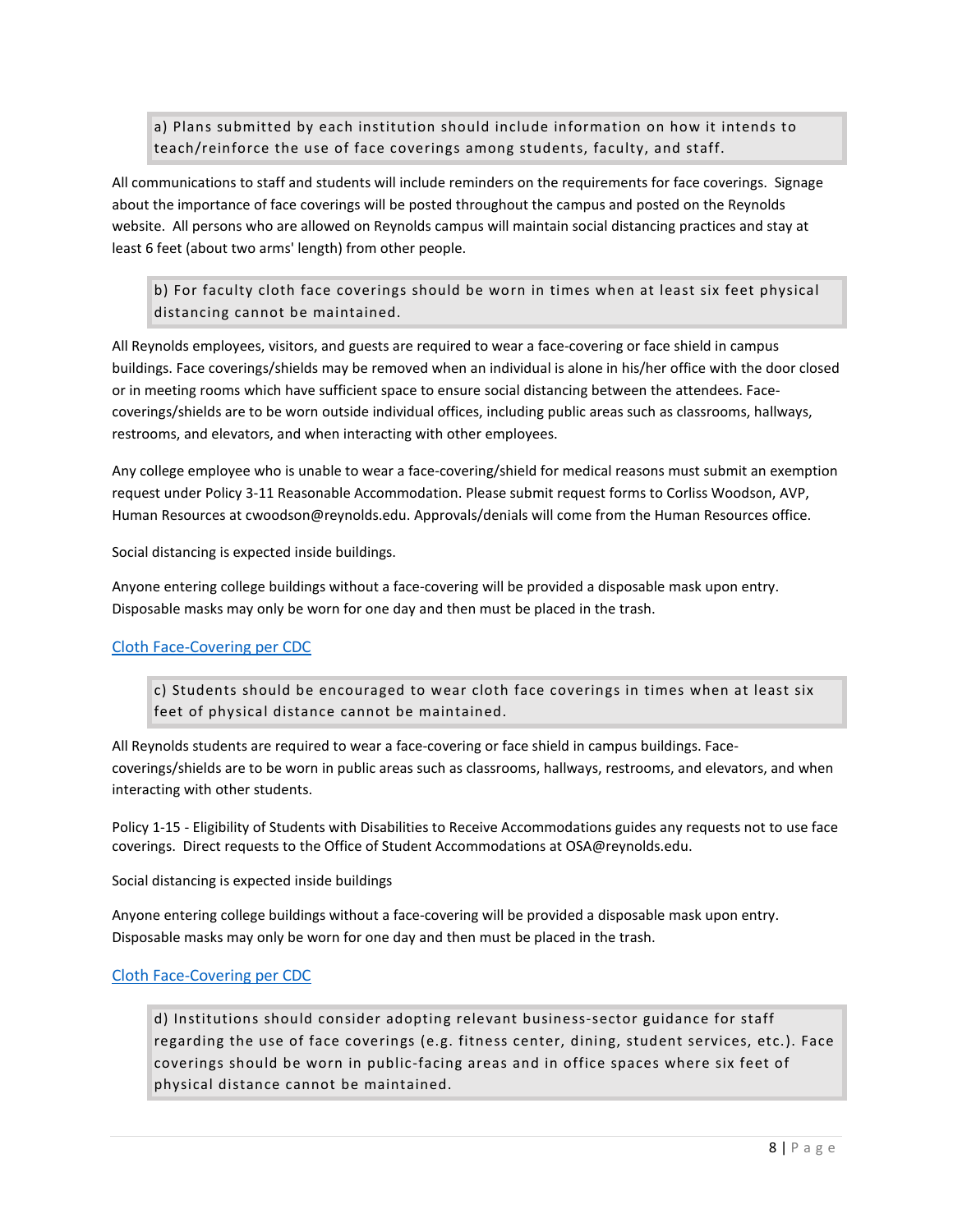> a) Plans submitted by each institution should include information on how it intends to teach/reinforce the use of face coverings among students, faculty, and staff.

All communications to staff and students will include reminders on the requirements for face coverings. Signage about the importance of face coverings will be posted throughout the campus and posted on the Reynolds website. All persons who are allowed on Reynolds campus will maintain social distancing practices and stay at least 6 feet (about two arms' length) from other people.

> b) For faculty cloth face coverings should be worn in times when at least six feet physical distancing cannot be maintained.

All Reynolds employees, visitors, and guests are required to wear a face-covering or face shield in campus buildings. Face coverings/shields may be removed when an individual is alone in his/her office with the door closed or in meeting rooms which have sufficient space to ensure social distancing between the attendees. Face-coverings/shields are to be worn outside individual offices, including public areas such as classrooms, hallways, restrooms, and elevators, and when interacting with other employees.

Any college employee who is unable to wear a face-covering/shield for medical reasons must submit an exemption request under Policy 3-11 Reasonable Accommodation. Please submit request forms to Corliss Woodson, AVP, Human Resources at cwoodson@reynolds.edu. Approvals/denials will come from the Human Resources office.

Social distancing is expected inside buildings.

Anyone entering college buildings without a face-covering will be provided a disposable mask upon entry. Disposable masks may only be worn for one day and then must be placed in the trash.

Cloth Face-Covering per CDC

> c) Students should be encouraged to wear cloth face coverings in times when at least six feet of physical distance cannot be maintained.

All Reynolds students are required to wear a face-covering or face shield in campus buildings. Face-coverings/shields are to be worn in public areas such as classrooms, hallways, restrooms, and elevators, and when interacting with other students.

Policy 1-15 - Eligibility of Students with Disabilities to Receive Accommodations guides any requests not to use face coverings. Direct requests to the Office of Student Accommodations at OSA@reynolds.edu.

Social distancing is expected inside buildings

Anyone entering college buildings without a face-covering will be provided a disposable mask upon entry. Disposable masks may only be worn for one day and then must be placed in the trash.

Cloth Face-Covering per CDC

> d) Institutions should consider adopting relevant business-sector guidance for staff regarding the use of face coverings (e.g. fitness center, dining, student services, etc.). Face coverings should be worn in public-facing areas and in office spaces where six feet of physical distance cannot be maintained.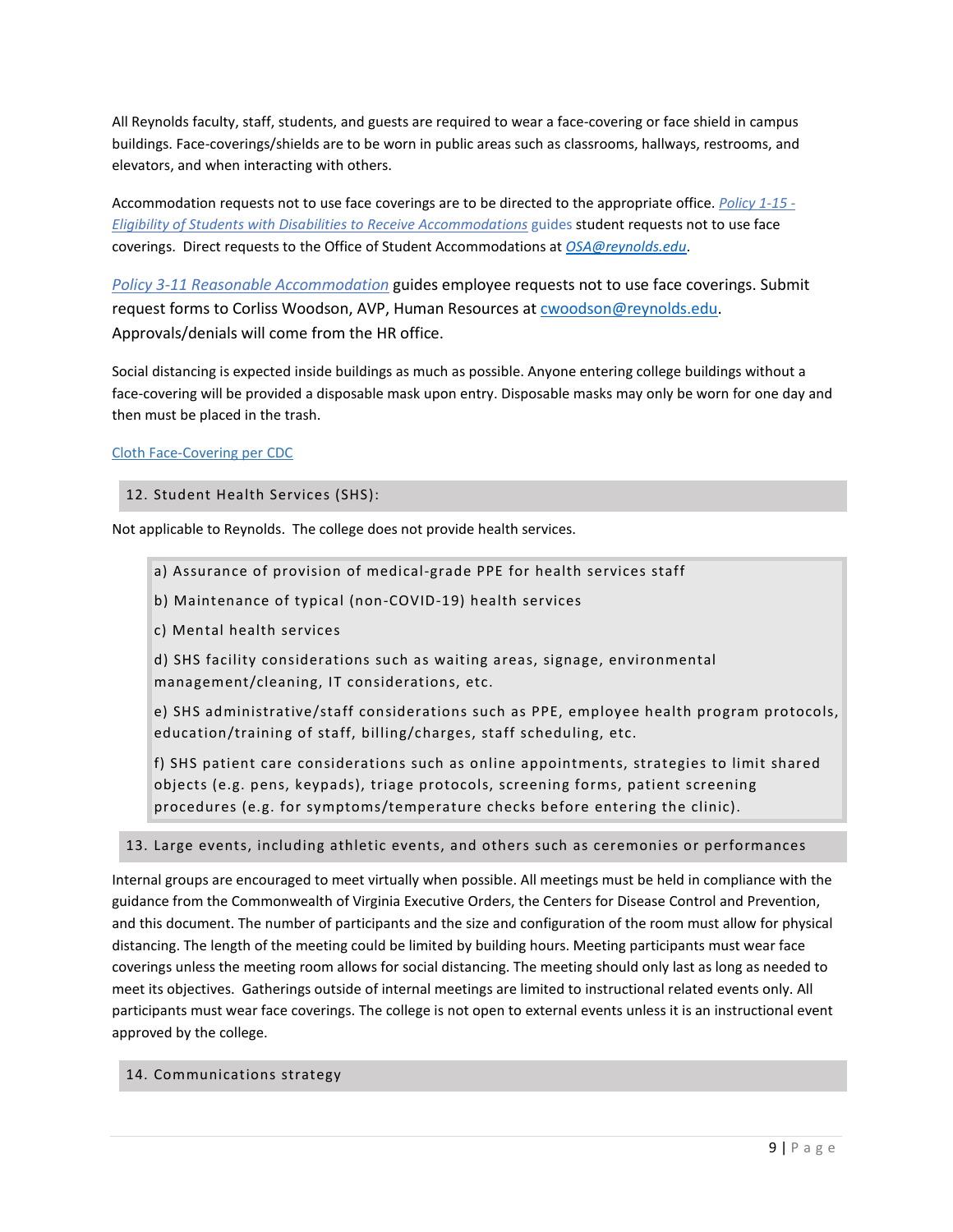All Reynolds faculty, staff, students, and guests are required to wear a face-covering or face shield in campus buildings. Face-coverings/shields are to be worn in public areas such as classrooms, hallways, restrooms, and elevators, and when interacting with others.

Accommodation requests not to use face coverings are to be directed to the appropriate office. *Policy 1-15 - Eligibility of Students with Disabilities to Receive Accommodations* guides student requests not to use face coverings. Direct requests to the Office of Student Accommodations at *OSA@reynolds.edu*.

*Policy 3-11 Reasonable Accommodation* guides employee requests not to use face coverings. Submit request forms to Corliss Woodson, AVP, Human Resources at cwoodson@reynolds.edu. Approvals/denials will come from the HR office.

Social distancing is expected inside buildings as much as possible. Anyone entering college buildings without a face-covering will be provided a disposable mask upon entry. Disposable masks may only be worn for one day and then must be placed in the trash.

Cloth Face-Covering per CDC

## 12. Student Health Services (SHS):

Not applicable to Reynolds. The college does not provide health services.

a) Assurance of provision of medical-grade PPE for health services staff

b) Maintenance of typical (non-COVID-19) health services

c) Mental health services

d) SHS facility considerations such as waiting areas, signage, environmental management/cleaning, IT considerations, etc.

e) SHS administrative/staff considerations such as PPE, employee health program protocols, education/training of staff, billing/charges, staff scheduling, etc.

f) SHS patient care considerations such as online appointments, strategies to limit shared objects (e.g. pens, keypads), triage protocols, screening forms, patient screening procedures (e.g. for symptoms/temperature checks before entering the clinic).

## 13. Large events, including athletic events, and others such as ceremonies or performances

Internal groups are encouraged to meet virtually when possible. All meetings must be held in compliance with the guidance from the Commonwealth of Virginia Executive Orders, the Centers for Disease Control and Prevention, and this document. The number of participants and the size and configuration of the room must allow for physical distancing. The length of the meeting could be limited by building hours. Meeting participants must wear face coverings unless the meeting room allows for social distancing. The meeting should only last as long as needed to meet its objectives. Gatherings outside of internal meetings are limited to instructional related events only. All participants must wear face coverings. The college is not open to external events unless it is an instructional event approved by the college.

## 14. Communications strategy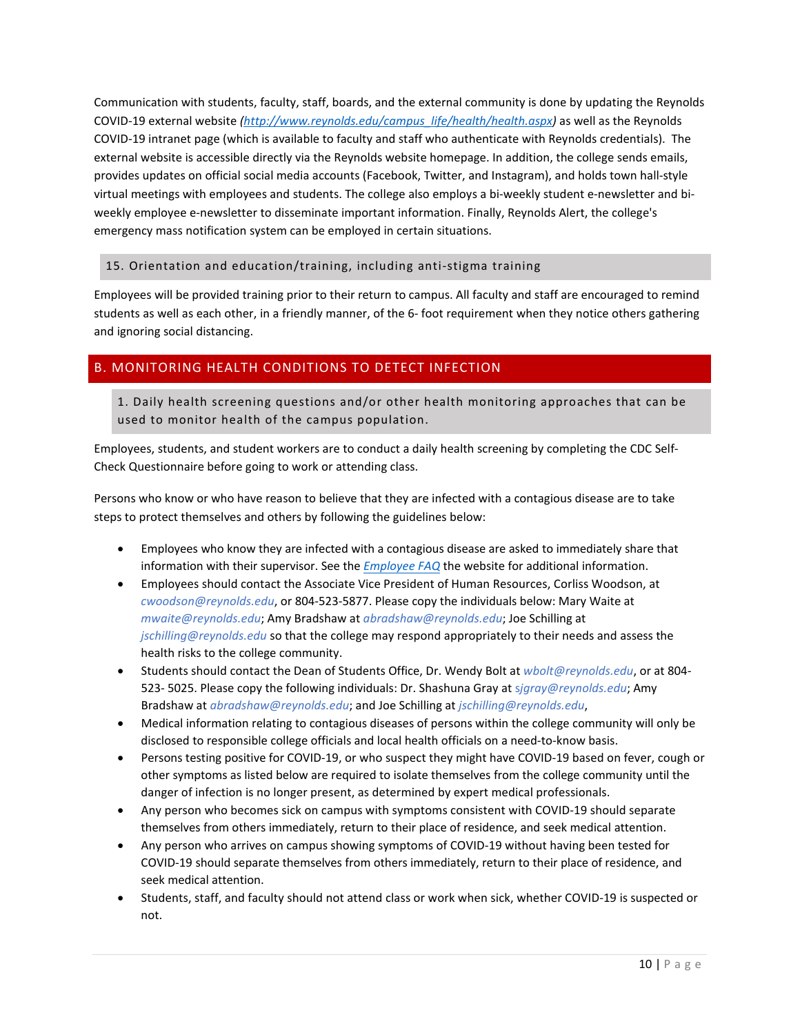Communication with students, faculty, staff, boards, and the external community is done by updating the Reynolds COVID-19 external website *(http://www.reynolds.edu/campus_life/health/health.aspx)* as well as the Reynolds COVID-19 intranet page (which is available to faculty and staff who authenticate with Reynolds credentials). The external website is accessible directly via the Reynolds website homepage. In addition, the college sends emails, provides updates on official social media accounts (Facebook, Twitter, and Instagram), and holds town hall-style virtual meetings with employees and students. The college also employs a bi-weekly student e-newsletter and bi-weekly employee e-newsletter to disseminate important information. Finally, Reynolds Alert, the college's emergency mass notification system can be employed in certain situations.

### 15. Orientation and education/training, including anti-stigma training

Employees will be provided training prior to their return to campus. All faculty and staff are encouraged to remind students as well as each other, in a friendly manner, of the 6- foot requirement when they notice others gathering and ignoring social distancing.

## B. MONITORING HEALTH CONDITIONS TO DETECT INFECTION

### 1. Daily health screening questions and/or other health monitoring approaches that can be used to monitor health of the campus population.

Employees, students, and student workers are to conduct a daily health screening by completing the CDC Self-Check Questionnaire before going to work or attending class.

Persons who know or who have reason to believe that they are infected with a contagious disease are to take steps to protect themselves and others by following the guidelines below:

- Employees who know they are infected with a contagious disease are asked to immediately share that information with their supervisor. See the *Employee FAQ* the website for additional information.
- Employees should contact the Associate Vice President of Human Resources, Corliss Woodson, at *cwoodson@reynolds.edu*, or 804-523-5877. Please copy the individuals below: Mary Waite at *mwaite@reynolds.edu*; Amy Bradshaw at *abradshaw@reynolds.edu*; Joe Schilling at *jschilling@reynolds.edu* so that the college may respond appropriately to their needs and assess the health risks to the college community.
- Students should contact the Dean of Students Office, Dr. Wendy Bolt at *wbolt@reynolds.edu*, or at 804-523- 5025. Please copy the following individuals: Dr. Shashuna Gray at *sjgray@reynolds.edu*; Amy Bradshaw at *abradshaw@reynolds.edu*; and Joe Schilling at *jschilling@reynolds.edu*,
- Medical information relating to contagious diseases of persons within the college community will only be disclosed to responsible college officials and local health officials on a need-to-know basis.
- Persons testing positive for COVID-19, or who suspect they might have COVID-19 based on fever, cough or other symptoms as listed below are required to isolate themselves from the college community until the danger of infection is no longer present, as determined by expert medical professionals.
- Any person who becomes sick on campus with symptoms consistent with COVID-19 should separate themselves from others immediately, return to their place of residence, and seek medical attention.
- Any person who arrives on campus showing symptoms of COVID-19 without having been tested for COVID-19 should separate themselves from others immediately, return to their place of residence, and seek medical attention.
- Students, staff, and faculty should not attend class or work when sick, whether COVID-19 is suspected or not.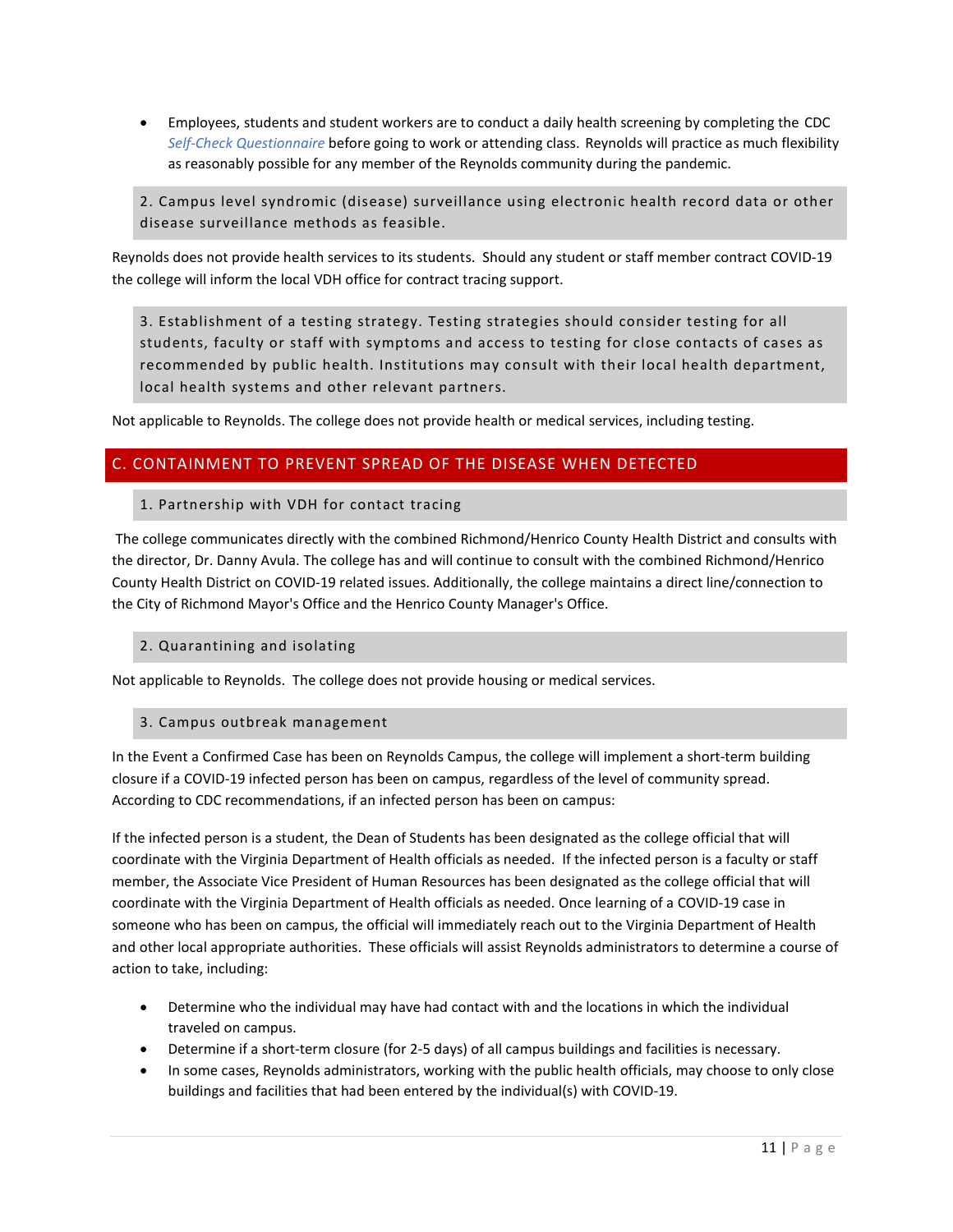- Employees, students and student workers are to conduct a daily health screening by completing the CDC *Self-Check Questionnaire* before going to work or attending class. Reynolds will practice as much flexibility as reasonably possible for any member of the Reynolds community during the pandemic.

### 2. Campus level syndromic (disease) surveillance using electronic health record data or other disease surveillance methods as feasible.

Reynolds does not provide health services to its students. Should any student or staff member contract COVID-19 the college will inform the local VDH office for contract tracing support.

### 3. Establishment of a testing strategy. Testing strategies should consider testing for all students, faculty or staff with symptoms and access to testing for close contacts of cases as recommended by public health. Institutions may consult with their local health department, local health systems and other relevant partners.

Not applicable to Reynolds. The college does not provide health or medical services, including testing.

## C. CONTAINMENT TO PREVENT SPREAD OF THE DISEASE WHEN DETECTED

### 1. Partnership with VDH for contact tracing

The college communicates directly with the combined Richmond/Henrico County Health District and consults with the director, Dr. Danny Avula. The college has and will continue to consult with the combined Richmond/Henrico County Health District on COVID-19 related issues. Additionally, the college maintains a direct line/connection to the City of Richmond Mayor's Office and the Henrico County Manager's Office.

### 2. Quarantining and isolating

Not applicable to Reynolds. The college does not provide housing or medical services.

### 3. Campus outbreak management

In the Event a Confirmed Case has been on Reynolds Campus, the college will implement a short-term building closure if a COVID-19 infected person has been on campus, regardless of the level of community spread. According to CDC recommendations, if an infected person has been on campus:

If the infected person is a student, the Dean of Students has been designated as the college official that will coordinate with the Virginia Department of Health officials as needed. If the infected person is a faculty or staff member, the Associate Vice President of Human Resources has been designated as the college official that will coordinate with the Virginia Department of Health officials as needed. Once learning of a COVID-19 case in someone who has been on campus, the official will immediately reach out to the Virginia Department of Health and other local appropriate authorities. These officials will assist Reynolds administrators to determine a course of action to take, including:

- Determine who the individual may have had contact with and the locations in which the individual traveled on campus.
- Determine if a short-term closure (for 2-5 days) of all campus buildings and facilities is necessary.
- In some cases, Reynolds administrators, working with the public health officials, may choose to only close buildings and facilities that had been entered by the individual(s) with COVID-19.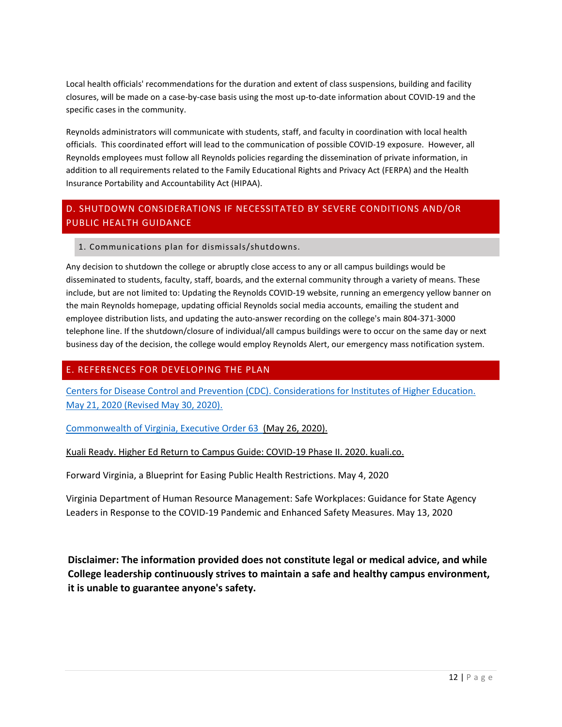Local health officials' recommendations for the duration and extent of class suspensions, building and facility closures, will be made on a case-by-case basis using the most up-to-date information about COVID-19 and the specific cases in the community.

Reynolds administrators will communicate with students, staff, and faculty in coordination with local health officials. This coordinated effort will lead to the communication of possible COVID-19 exposure. However, all Reynolds employees must follow all Reynolds policies regarding the dissemination of private information, in addition to all requirements related to the Family Educational Rights and Privacy Act (FERPA) and the Health Insurance Portability and Accountability Act (HIPAA).

## D. SHUTDOWN CONSIDERATIONS IF NECESSITATED BY SEVERE CONDITIONS AND/OR PUBLIC HEALTH GUIDANCE

### 1. Communications plan for dismissals/shutdowns.

Any decision to shutdown the college or abruptly close access to any or all campus buildings would be disseminated to students, faculty, staff, boards, and the external community through a variety of means. These include, but are not limited to: Updating the Reynolds COVID-19 website, running an emergency yellow banner on the main Reynolds homepage, updating official Reynolds social media accounts, emailing the student and employee distribution lists, and updating the auto-answer recording on the college's main 804-371-3000 telephone line. If the shutdown/closure of individual/all campus buildings were to occur on the same day or next business day of the decision, the college would employ Reynolds Alert, our emergency mass notification system.

## E. REFERENCES FOR DEVELOPING THE PLAN

Centers for Disease Control and Prevention (CDC). Considerations for Institutes of Higher Education. May 21, 2020 (Revised May 30, 2020).

Commonwealth of Virginia, Executive Order 63 (May 26, 2020).

Kuali Ready. Higher Ed Return to Campus Guide: COVID-19 Phase II. 2020. kuali.co.

Forward Virginia, a Blueprint for Easing Public Health Restrictions. May 4, 2020

Virginia Department of Human Resource Management: Safe Workplaces: Guidance for State Agency Leaders in Response to the COVID-19 Pandemic and Enhanced Safety Measures. May 13, 2020

**Disclaimer: The information provided does not constitute legal or medical advice, and while College leadership continuously strives to maintain a safe and healthy campus environment, it is unable to guarantee anyone's safety.**